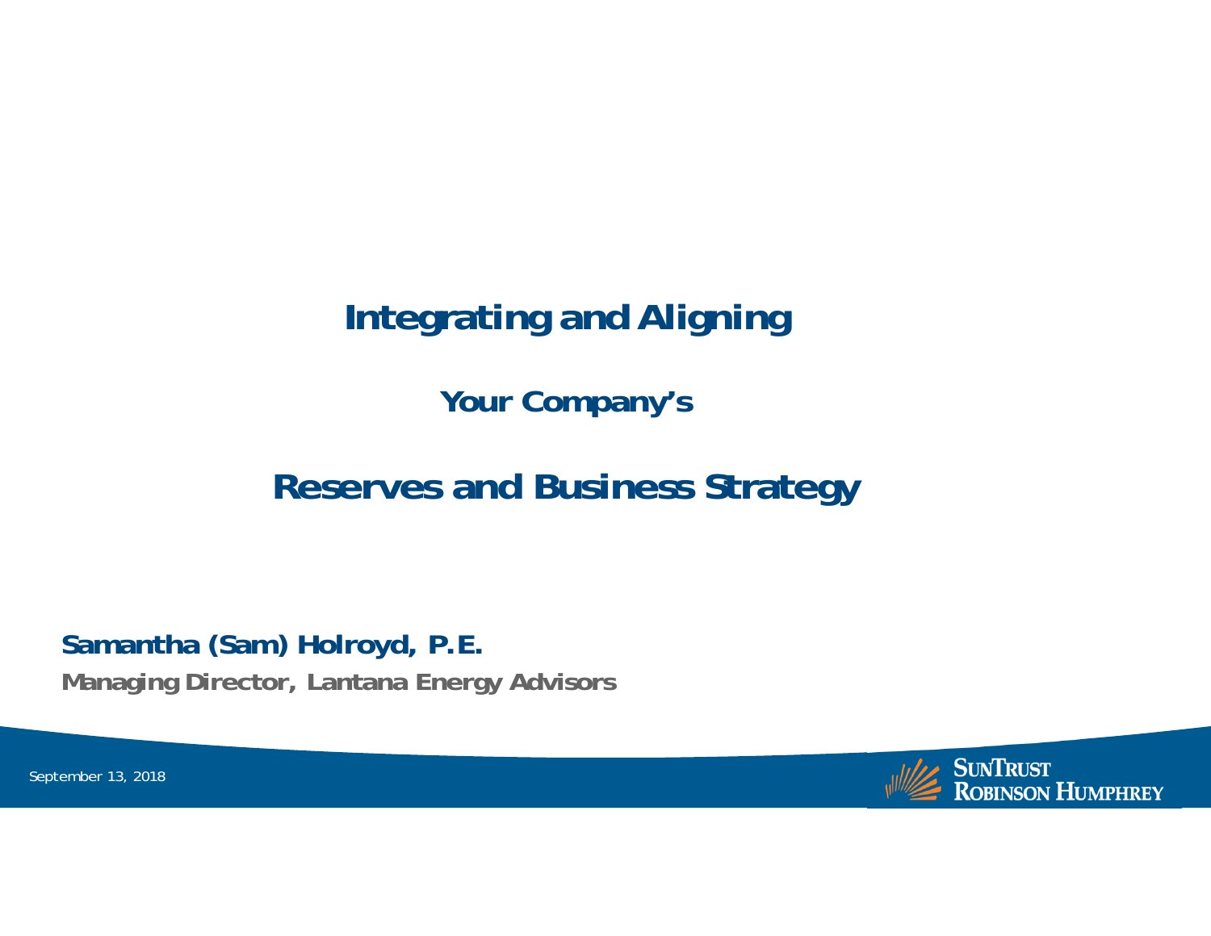# Integrating and Aligning

## Your Company's

# Reserves and Business Strategy

**Samantha (Sam) Holroyd, P.E.**

**Managing Director, Lantana Energy Advisors**

September 13, 2018

SunTrust Robinson Humphrey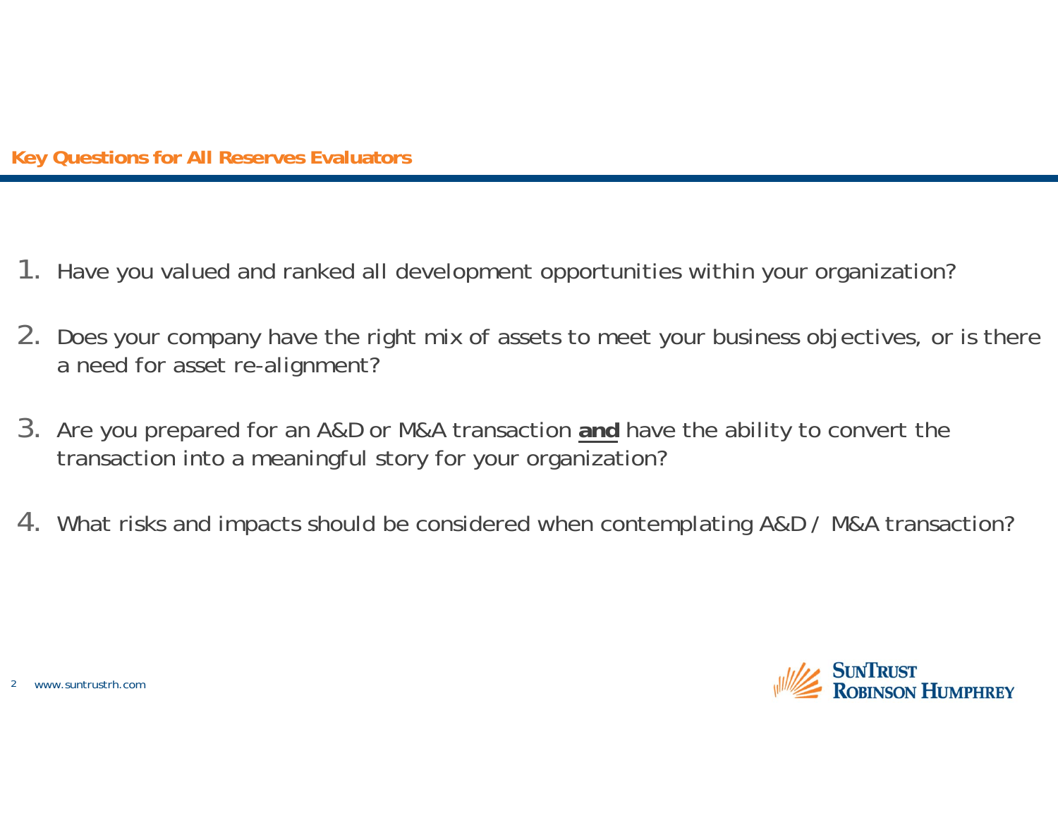## Key Questions for All Reserves Evaluators

1. Have you valued and ranked all development opportunities within your organization?

2. Does your company have the right mix of assets to meet your business objectives, or is there a need for asset re-alignment?

3. Are you prepared for an A&D or M&A transaction **and** have the ability to convert the transaction into a meaningful story for your organization?

4. What risks and impacts should be considered when contemplating A&D / M&A transaction?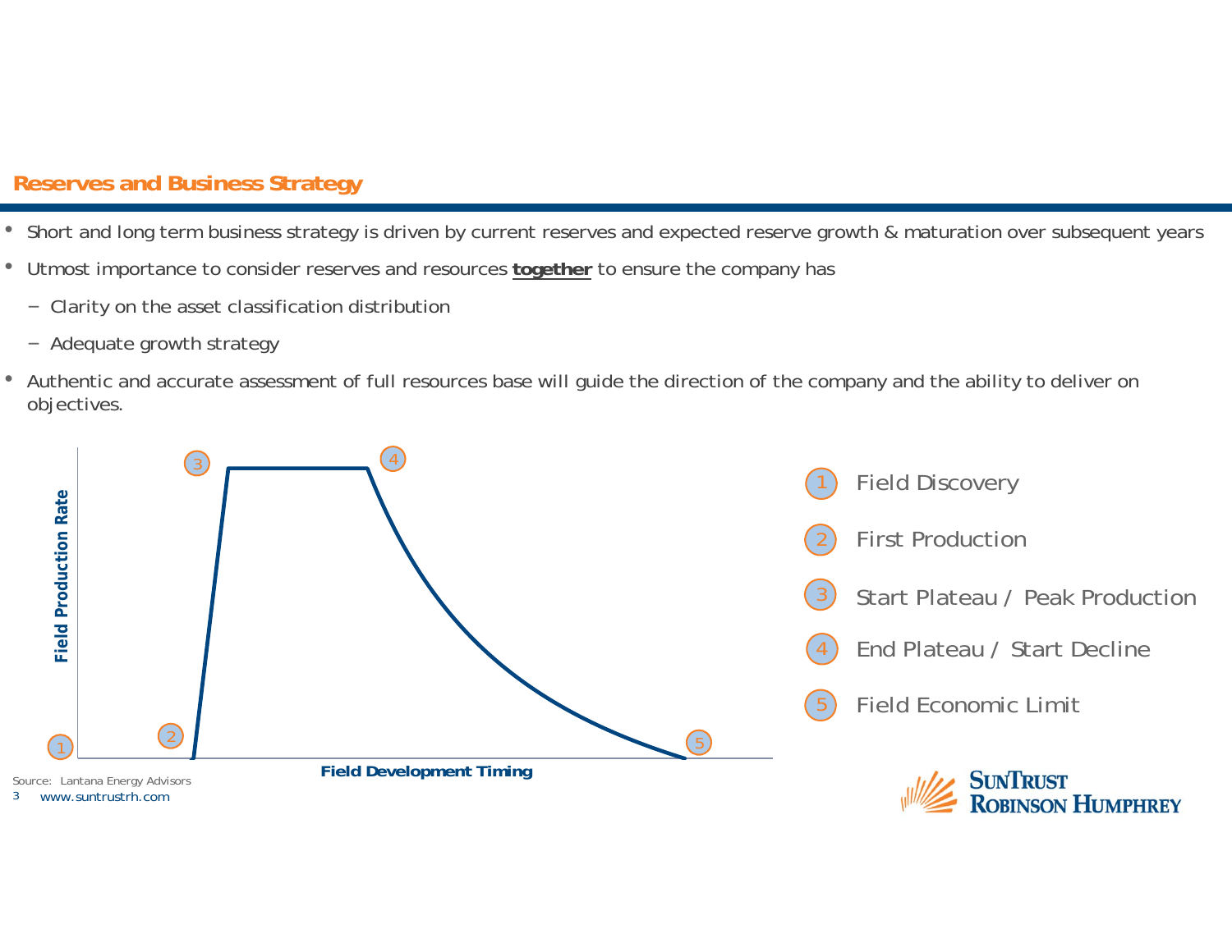## Reserves and Business Strategy

- Short and long term business strategy is driven by current reserves and expected reserve growth & maturation over subsequent years
- Utmost importance to consider reserves and resources **together** to ensure the company has
  - Clarity on the asset classification distribution
  - Adequate growth strategy
- Authentic and accurate assessment of full resources base will guide the direction of the company and the ability to deliver on objectives.

Field Production Rate

Field Development Timing

1. Field Discovery
2. First Production
3. Start Plateau / Peak Production
4. End Plateau / Start Decline
5. Field Economic Limit

Source: Lantana Energy Advisors

www.suntrustrh.com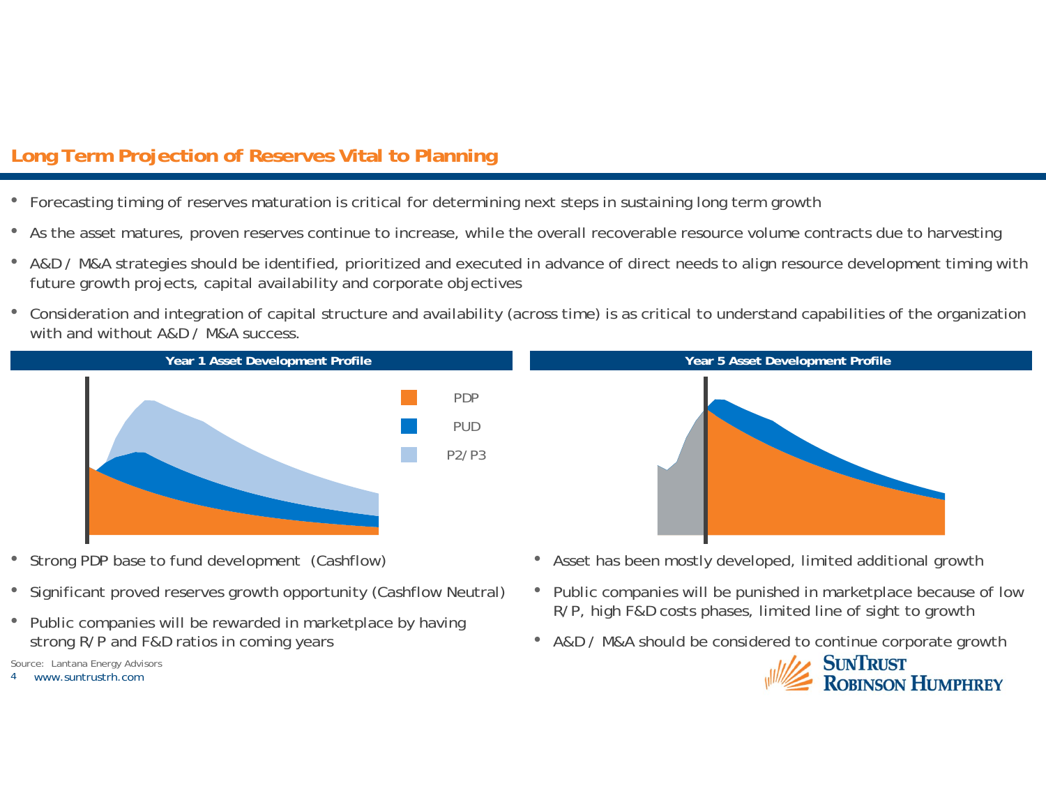## Long Term Projection of Reserves Vital to Planning

- Forecasting timing of reserves maturation is critical for determining next steps in sustaining long term growth
- As the asset matures, proven reserves continue to increase, while the overall recoverable resource volume contracts due to harvesting
- A&D / M&A strategies should be identified, prioritized and executed in advance of direct needs to align resource development timing with future growth projects, capital availability and corporate objectives
- Consideration and integration of capital structure and availability (across time) is as critical to understand capabilities of the organization with and without A&D / M&A success.

### Year 1 Asset Development Profile

PDP

PUD

P2/P3

- Strong PDP base to fund development (Cashflow)
- Significant proved reserves growth opportunity (Cashflow Neutral)
- Public companies will be rewarded in marketplace by having strong R/P and F&D ratios in coming years

### Year 5 Asset Development Profile

- Asset has been mostly developed, limited additional growth
- Public companies will be punished in marketplace because of low R/P, high F&D costs phases, limited line of sight to growth
- A&D / M&A should be considered to continue corporate growth

Source: Lantana Energy Advisors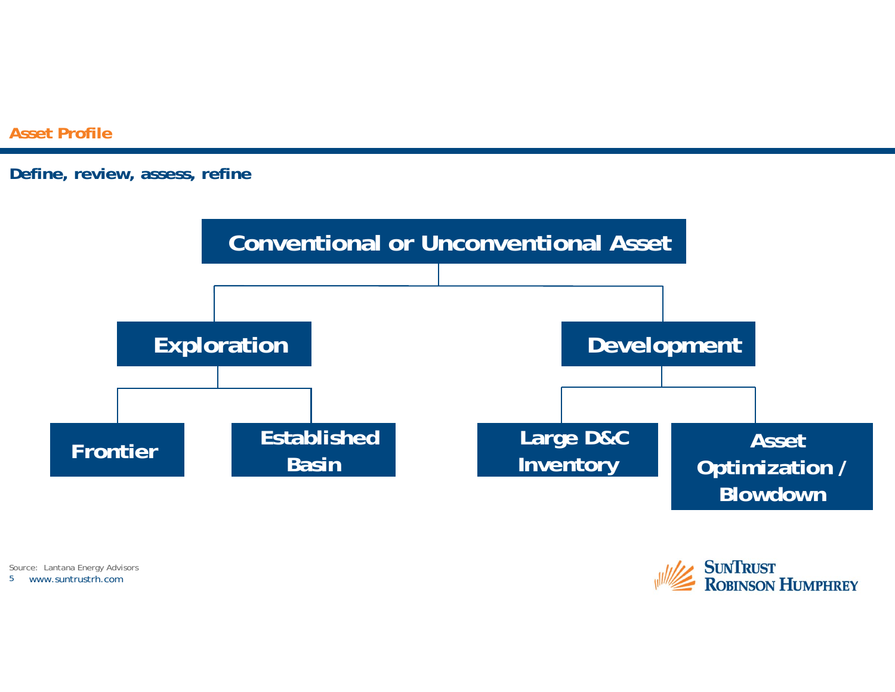## Asset Profile

### Define, review, assess, refine

- **Conventional or Unconventional Asset**
  - **Exploration**
    - Frontier
    - Established Basin
  - **Development**
    - Large D&C Inventory
    - Asset Optimization / Blowdown

Source: Lantana Energy Advisors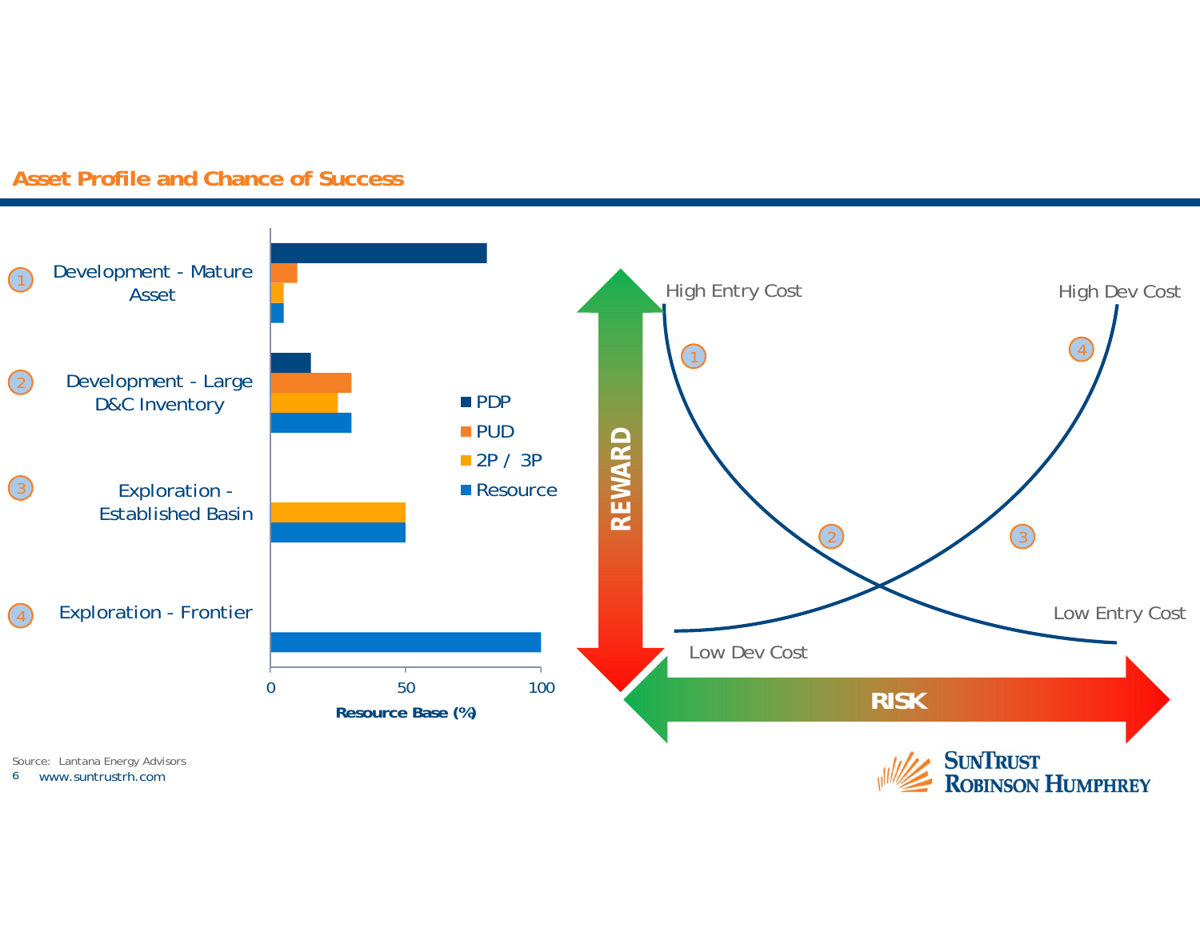## Asset Profile and Chance of Success

1. Development - Mature Asset
2. Development - Large D&C Inventory
3. Exploration - Established Basin
4. Exploration - Frontier

| Asset Profile | PDP | PUD | 2P / 3P | Resource |
|---|---|---|---|---|
| 1 Development - Mature Asset | ~80 | ~10 | ~5 | ~5 |
| 2 Development - Large D&C Inventory | ~15 | ~30 | ~25 | ~30 |
| 3 Exploration - Established Basin | | | ~50 | ~50 |
| 4 Exploration - Frontier | | | | 100 |

Resource Base (%)

REWARD / RISK

High Entry Cost — Low Entry Cost

Low Dev Cost — High Dev Cost

Source: Lantana Energy Advisors

www.suntrustrh.com

SunTrust Robinson Humphrey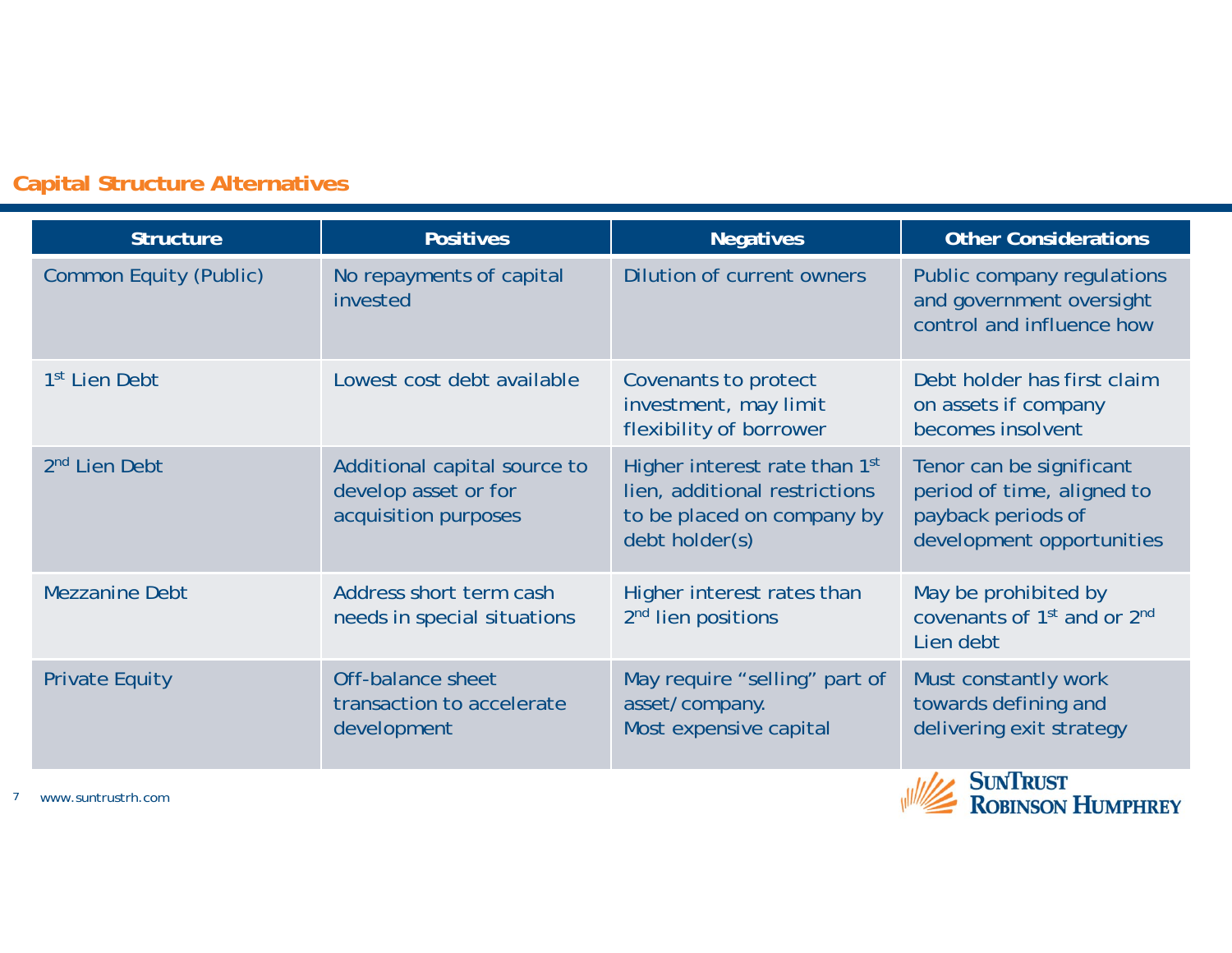## Capital Structure Alternatives

| Structure | Positives | Negatives | Other Considerations |
|---|---|---|---|
| Common Equity (Public) | No repayments of capital invested | Dilution of current owners | Public company regulations and government oversight control and influence how |
| 1st Lien Debt | Lowest cost debt available | Covenants to protect investment, may limit flexibility of borrower | Debt holder has first claim on assets if company becomes insolvent |
| 2nd Lien Debt | Additional capital source to develop asset or for acquisition purposes | Higher interest rate than 1st lien, additional restrictions to be placed on company by debt holder(s) | Tenor can be significant period of time, aligned to payback periods of development opportunities |
| Mezzanine Debt | Address short term cash needs in special situations | Higher interest rates than 2nd lien positions | May be prohibited by covenants of 1st and or 2nd Lien debt |
| Private Equity | Off-balance sheet transaction to accelerate development | May require "selling" part of asset/company.<br>Most expensive capital | Must constantly work towards defining and delivering exit strategy |

www.suntrustrh.com

SunTrust Robinson Humphrey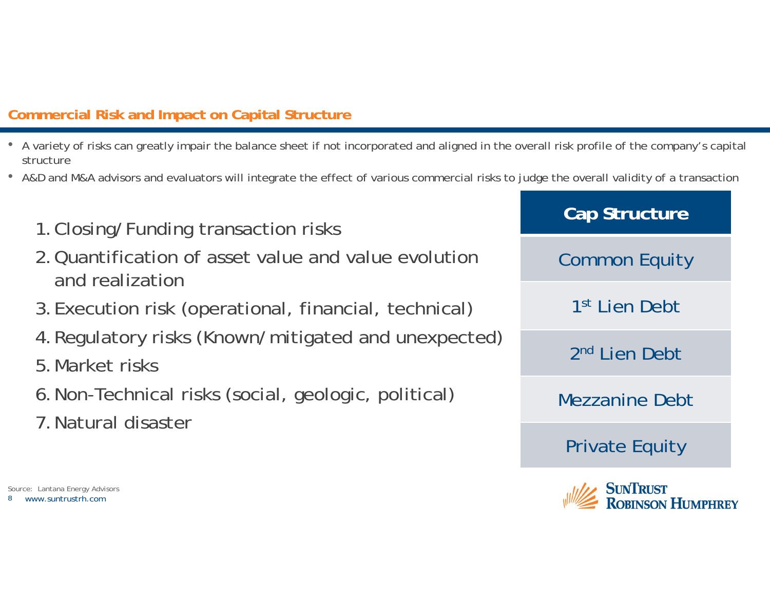## Commercial Risk and Impact on Capital Structure

- A variety of risks can greatly impair the balance sheet if not incorporated and aligned in the overall risk profile of the company's capital structure
- A&D and M&A advisors and evaluators will integrate the effect of various commercial risks to judge the overall validity of a transaction

1. Closing/Funding transaction risks
2. Quantification of asset value and value evolution and realization
3. Execution risk (operational, financial, technical)
4. Regulatory risks (Known/mitigated and unexpected)
5. Market risks
6. Non-Technical risks (social, geologic, political)
7. Natural disaster

| Cap Structure |
| --- |
| Common Equity |
| 1st Lien Debt |
| 2nd Lien Debt |
| Mezzanine Debt |
| Private Equity |

Source: Lantana Energy Advisors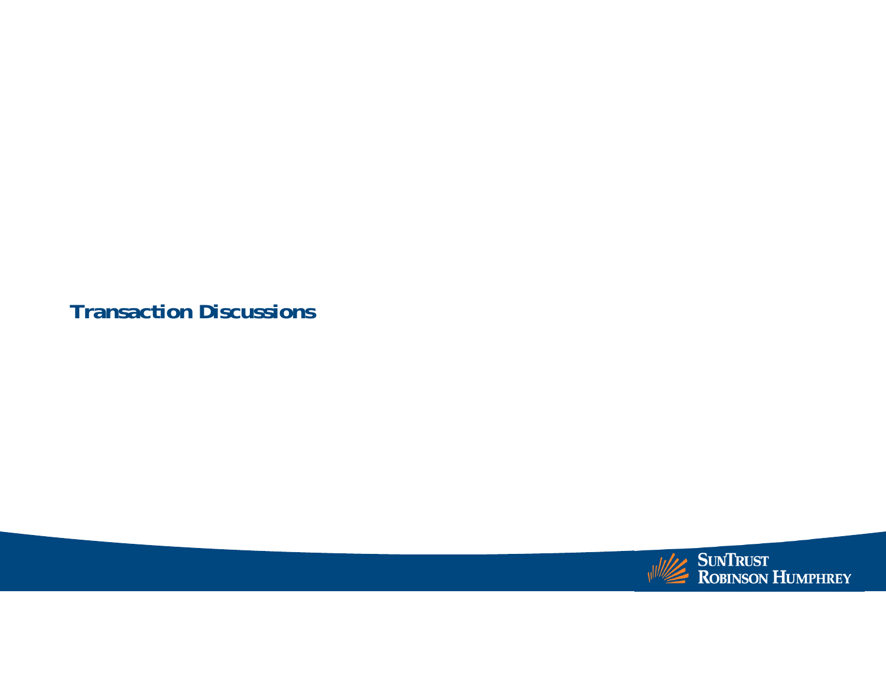# Transaction Discussions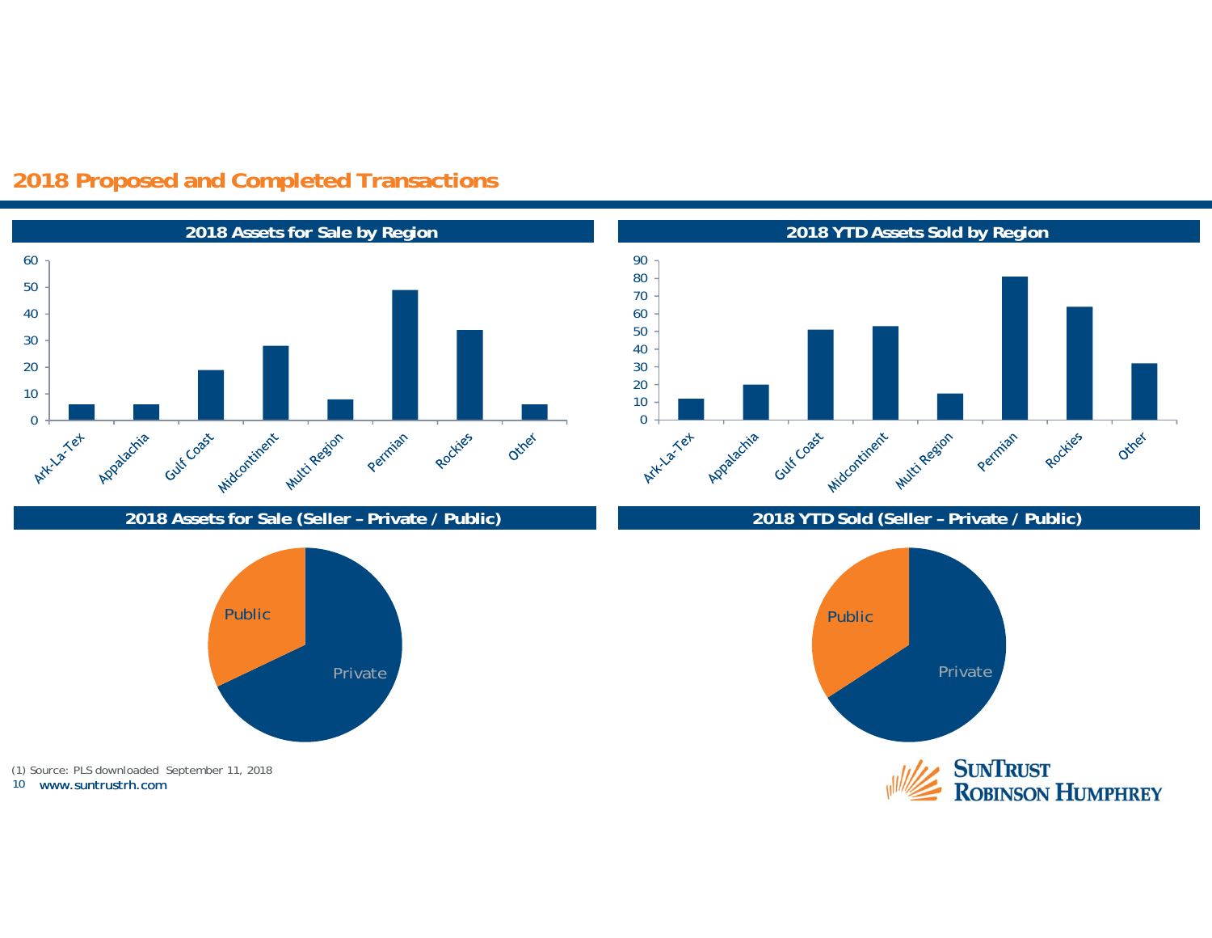## 2018 Proposed and Completed Transactions

### 2018 Assets for Sale by Region

| Region | Assets for Sale |
| --- | --- |
| Ark-La-Tex | 6 |
| Appalachia | 6 |
| Gulf Coast | 19 |
| Midcontinent | 28 |
| Multi Region | 8 |
| Permian | 49 |
| Rockies | 34 |
| Other | 6 |

### 2018 YTD Assets Sold by Region

| Region | Assets Sold |
| --- | --- |
| Ark-La-Tex | 12 |
| Appalachia | 20 |
| Gulf Coast | 51 |
| Midcontinent | 53 |
| Multi Region | 15 |
| Permian | 81 |
| Rockies | 64 |
| Other | 32 |

### 2018 Assets for Sale (Seller – Private / Public)

Public

Private

### 2018 YTD Sold (Seller – Private / Public)

Public

Private

(1) Source: PLS downloaded September 11, 2018

www.suntrustrh.com

SunTrust Robinson Humphrey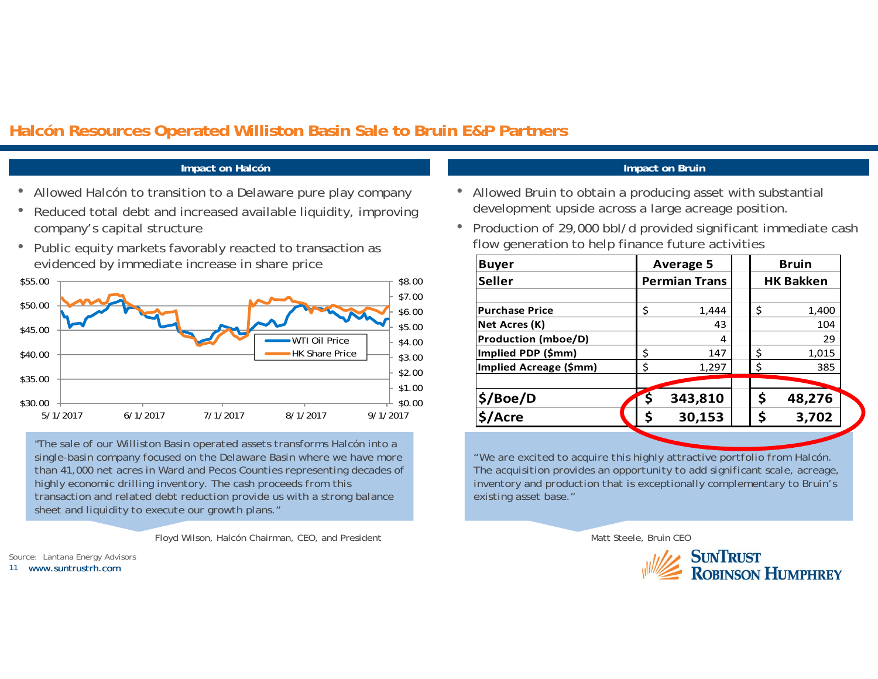# Halcón Resources Operated Williston Basin Sale to Bruin E&P Partners

## Impact on Halcón

- Allowed Halcón to transition to a Delaware pure play company
- Reduced total debt and increased available liquidity, improving company's capital structure
- Public equity markets favorably reacted to transaction as evidenced by immediate increase in share price

"The sale of our Williston Basin operated assets transforms Halcón into a single-basin company focused on the Delaware Basin where we have more than 41,000 net acres in Ward and Pecos Counties representing decades of highly economic drilling inventory. The cash proceeds from this transaction and related debt reduction provide us with a strong balance sheet and liquidity to execute our growth plans."

Floyd Wilson, Halcón Chairman, CEO, and President

## Impact on Bruin

- Allowed Bruin to obtain a producing asset with substantial development upside across a large acreage position.
- Production of 29,000 bbl/d provided significant immediate cash flow generation to help finance future activities

| Buyer | Average 5 | Bruin |
|---|---|---|
| **Seller** | **Permian Trans** | **HK Bakken** |
| Purchase Price | $ 1,444 | $ 1,400 |
| Net Acres (K) | 43 | 104 |
| Production (mboe/D) | 4 | 29 |
| Implied PDP ($mm) | $ 147 | $ 1,015 |
| Implied Acreage ($mm) | $ 1,297 | $ 385 |
| **$/Boe/D** | **$ 343,810** | **$ 48,276** |
| **$/Acre** | **$ 30,153** | **$ 3,702** |

"We are excited to acquire this highly attractive portfolio from Halcón. The acquisition provides an opportunity to add significant scale, acreage, inventory and production that is exceptionally complementary to Bruin's existing asset base."

Matt Steele, Bruin CEO

Source: Lantana Energy Advisors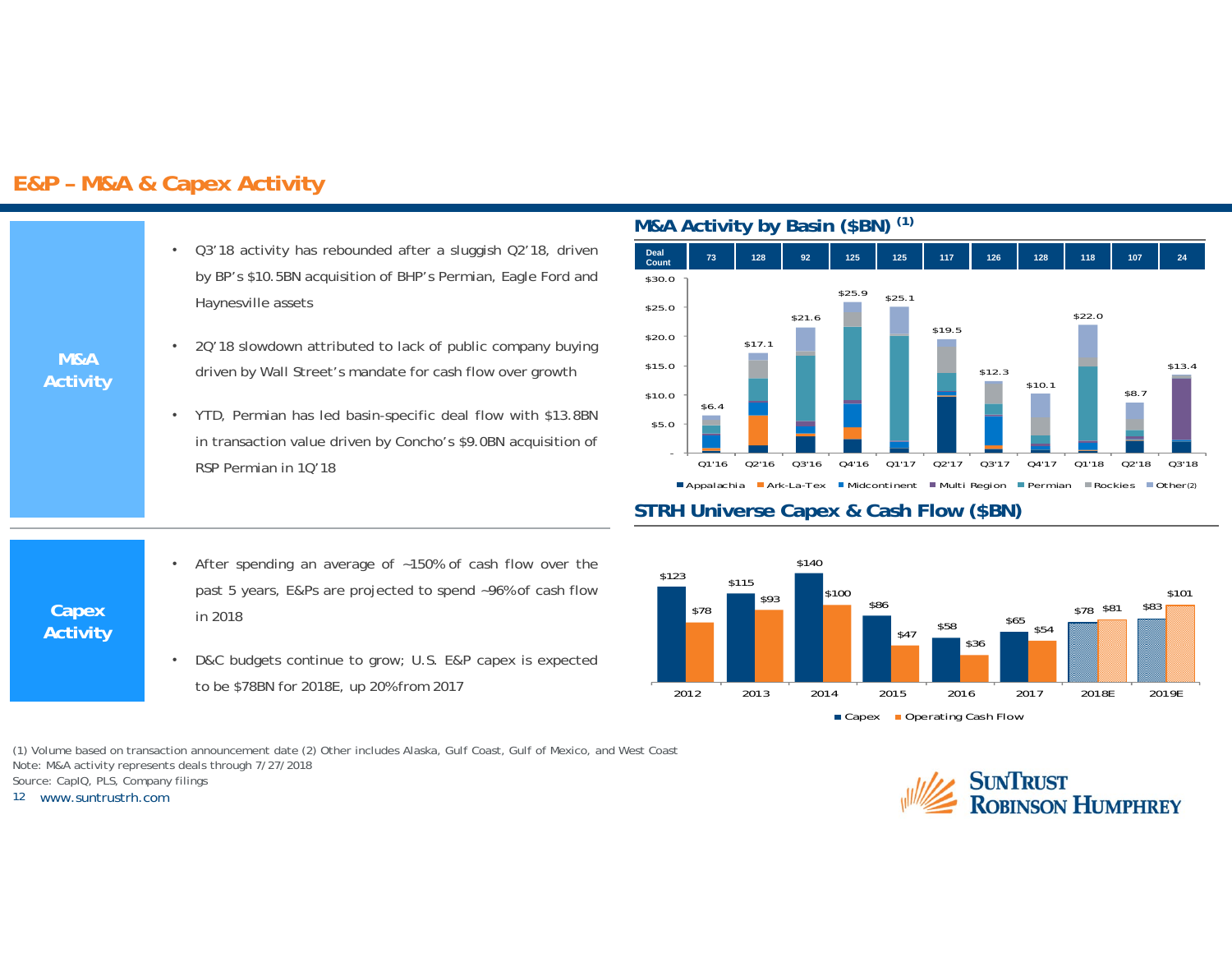# E&P – M&A & Capex Activity

## M&A Activity

- Q3'18 activity has rebounded after a sluggish Q2'18, driven by BP's $10.5BN acquisition of BHP's Permian, Eagle Ford and Haynesville assets
- 2Q'18 slowdown attributed to lack of public company buying driven by Wall Street's mandate for cash flow over growth
- YTD, Permian has led basin-specific deal flow with $13.8BN in transaction value driven by Concho's $9.0BN acquisition of RSP Permian in 1Q'18

### M&A Activity by Basin ($BN) (1)

| | Q1'16 | Q2'16 | Q3'16 | Q4'16 | Q1'17 | Q2'17 | Q3'17 | Q4'17 | Q1'18 | Q2'18 | Q3'18 |
|---|---|---|---|---|---|---|---|---|---|---|---|
| Deal Count | 73 | 128 | 92 | 125 | 125 | 117 | 126 | 128 | 118 | 107 | 24 |
| Total ($BN) | $6.4 | $17.1 | $21.6 | $25.9 | $25.1 | $19.5 | $12.3 | $10.1 | $22.0 | $8.7 | $13.4 |

Appalachia | Ark-La-Tex | Midcontinent | Multi Region | Permian | Rockies | Other(2)

## Capex Activity

- After spending an average of ~150% of cash flow over the past 5 years, E&Ps are projected to spend ~96% of cash flow in 2018
- D&C budgets continue to grow; U.S. E&P capex is expected to be $78BN for 2018E, up 20% from 2017

### STRH Universe Capex & Cash Flow ($BN)

| | 2012 | 2013 | 2014 | 2015 | 2016 | 2017 | 2018E | 2019E |
|---|---|---|---|---|---|---|---|---|
| Capex | $123 | $115 | $140 | $86 | $58 | $65 | $78 | $83 |
| Operating Cash Flow | $78 | $93 | $100 | $47 | $36 | $54 | $81 | $101 |

(1) Volume based on transaction announcement date (2) Other includes Alaska, Gulf Coast, Gulf of Mexico, and West Coast

Note: M&A activity represents deals through 7/27/2018

Source: CapIQ, PLS, Company filings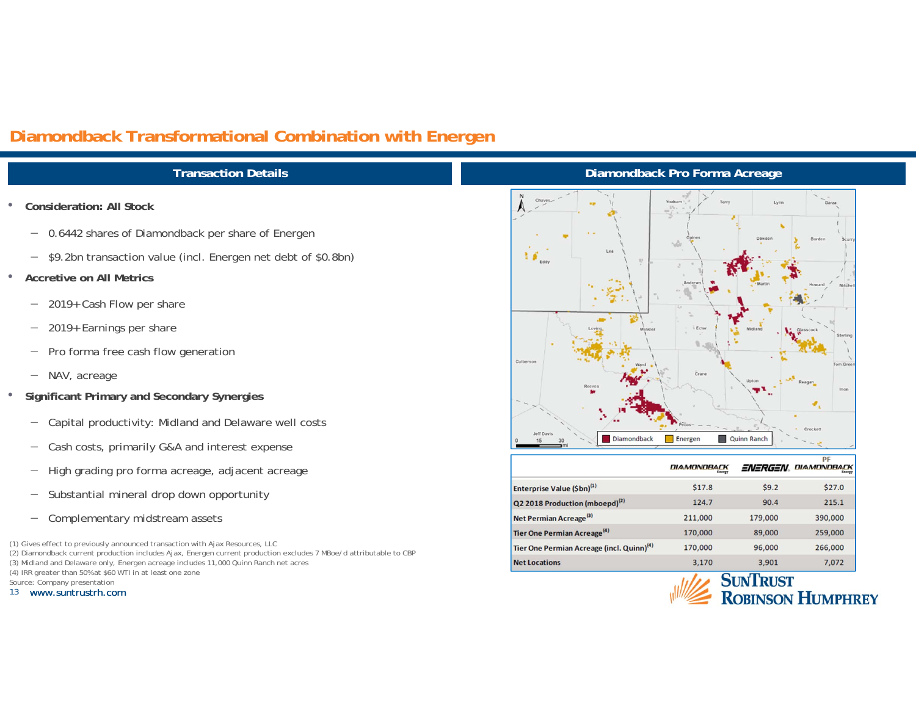# Diamondback Transformational Combination with Energen

## Transaction Details

- **Consideration: All Stock**
  - 0.6442 shares of Diamondback per share of Energen
  - $9.2bn transaction value (incl. Energen net debt of $0.8bn)
- **Accretive on All Metrics**
  - 2019+ Cash Flow per share
  - 2019+ Earnings per share
  - Pro forma free cash flow generation
  - NAV, acreage
- **Significant Primary and Secondary Synergies**
  - Capital productivity: Midland and Delaware well costs
  - Cash costs, primarily G&A and interest expense
  - High grading pro forma acreage, adjacent acreage
  - Substantial mineral drop down opportunity
  - Complementary midstream assets

## Diamondback Pro Forma Acreage

| | Diamondback | Energen | PF Diamondback |
|---|---|---|---|
| Enterprise Value ($bn)[1] | $17.8 | $9.2 | $27.0 |
| Q2 2018 Production (mboepd)[2] | 124.7 | 90.4 | 215.1 |
| Net Permian Acreage[3] | 211,000 | 179,000 | 390,000 |
| Tier One Permian Acreage[4] | 170,000 | 89,000 | 259,000 |
| Tier One Permian Acreage (incl. Quinn)[4] | 170,000 | 96,000 | 266,000 |
| Net Locations | 3,170 | 3,901 | 7,072 |

(1) Gives effect to previously announced transaction with Ajax Resources, LLC
(2) Diamondback current production includes Ajax, Energen current production excludes 7 MBoe/d attributable to CBP
(3) Midland and Delaware only, Energen acreage includes 11,000 Quinn Ranch net acres
(4) IRR greater than 50% at $60 WTI in at least one zone
Source: Company presentation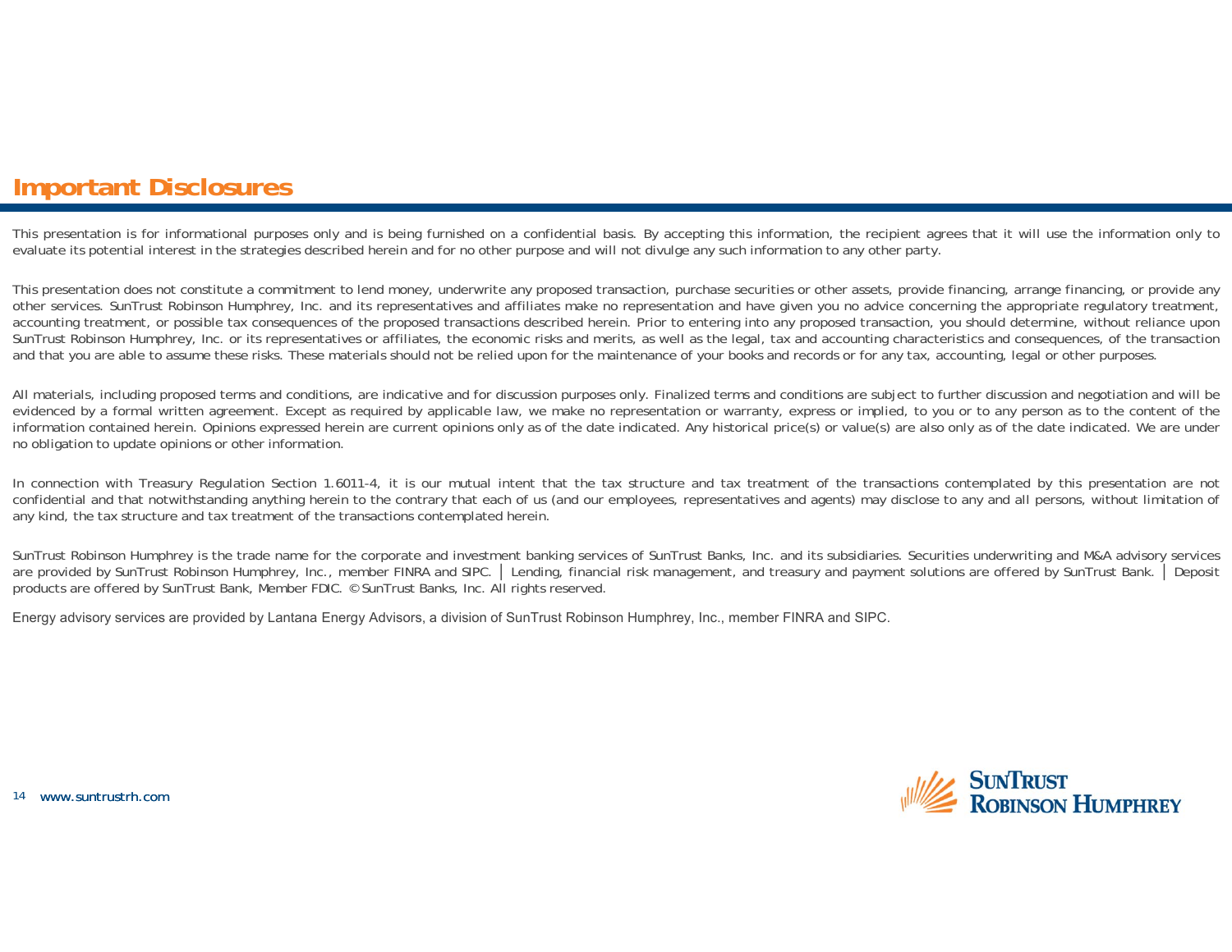## Important Disclosures

This presentation is for informational purposes only and is being furnished on a confidential basis. By accepting this information, the recipient agrees that it will use the information only to evaluate its potential interest in the strategies described herein and for no other purpose and will not divulge any such information to any other party.

This presentation does not constitute a commitment to lend money, underwrite any proposed transaction, purchase securities or other assets, provide financing, arrange financing, or provide any other services. SunTrust Robinson Humphrey, Inc. and its representatives and affiliates make no representation and have given you no advice concerning the appropriate regulatory treatment, accounting treatment, or possible tax consequences of the proposed transactions described herein. Prior to entering into any proposed transaction, you should determine, without reliance upon SunTrust Robinson Humphrey, Inc. or its representatives or affiliates, the economic risks and merits, as well as the legal, tax and accounting characteristics and consequences, of the transaction and that you are able to assume these risks. These materials should not be relied upon for the maintenance of your books and records or for any tax, accounting, legal or other purposes.

All materials, including proposed terms and conditions, are indicative and for discussion purposes only. Finalized terms and conditions are subject to further discussion and negotiation and will be evidenced by a formal written agreement. Except as required by applicable law, we make no representation or warranty, express or implied, to you or to any person as to the content of the information contained herein. Opinions expressed herein are current opinions only as of the date indicated. Any historical price(s) or value(s) are also only as of the date indicated. We are under no obligation to update opinions or other information.

In connection with Treasury Regulation Section 1.6011-4, it is our mutual intent that the tax structure and tax treatment of the transactions contemplated by this presentation are not confidential and that notwithstanding anything herein to the contrary that each of us (and our employees, representatives and agents) may disclose to any and all persons, without limitation of any kind, the tax structure and tax treatment of the transactions contemplated herein.

SunTrust Robinson Humphrey is the trade name for the corporate and investment banking services of SunTrust Banks, Inc. and its subsidiaries. Securities underwriting and M&A advisory services are provided by SunTrust Robinson Humphrey, Inc., member FINRA and SIPC. │ Lending, financial risk management, and treasury and payment solutions are offered by SunTrust Bank. │ Deposit products are offered by SunTrust Bank, Member FDIC. © SunTrust Banks, Inc. All rights reserved.

Energy advisory services are provided by Lantana Energy Advisors, a division of SunTrust Robinson Humphrey, Inc., member FINRA and SIPC.

www.suntrustrh.com

SunTrust Robinson Humphrey